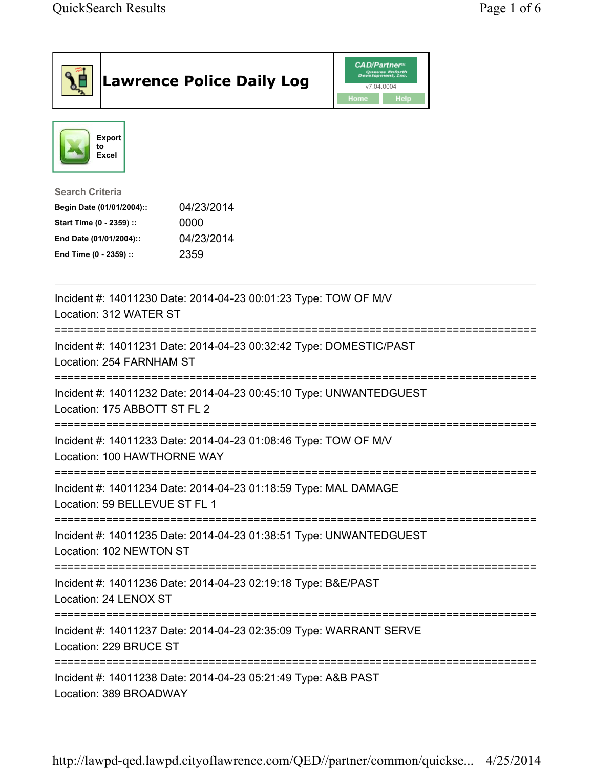# Lawrence Police Daily Log

CAD/Partner
v7.04.0004
Home Help

Export to Excel

**Search Criteria**

| | |
|---|---|
| **Begin Date (01/01/2004)::** | 04/23/2014 |
| **Start Time (0 - 2359) ::** | 0000 |
| **End Date (01/01/2004)::** | 04/23/2014 |
| **End Time (0 - 2359) ::** | 2359 |

---

Incident #: 14011230 Date: 2014-04-23 00:01:23 Type: TOW OF M/V
Location: 312 WATER ST

===========================================================================

Incident #: 14011231 Date: 2014-04-23 00:32:42 Type: DOMESTIC/PAST
Location: 254 FARNHAM ST

===========================================================================

Incident #: 14011232 Date: 2014-04-23 00:45:10 Type: UNWANTEDGUEST
Location: 175 ABBOTT ST FL 2

===========================================================================

Incident #: 14011233 Date: 2014-04-23 01:08:46 Type: TOW OF M/V
Location: 100 HAWTHORNE WAY

===========================================================================

Incident #: 14011234 Date: 2014-04-23 01:18:59 Type: MAL DAMAGE
Location: 59 BELLEVUE ST FL 1

===========================================================================

Incident #: 14011235 Date: 2014-04-23 01:38:51 Type: UNWANTEDGUEST
Location: 102 NEWTON ST

===========================================================================

Incident #: 14011236 Date: 2014-04-23 02:19:18 Type: B&E/PAST
Location: 24 LENOX ST

===========================================================================

Incident #: 14011237 Date: 2014-04-23 02:35:09 Type: WARRANT SERVE
Location: 229 BRUCE ST

===========================================================================

Incident #: 14011238 Date: 2014-04-23 05:21:49 Type: A&B PAST
Location: 389 BROADWAY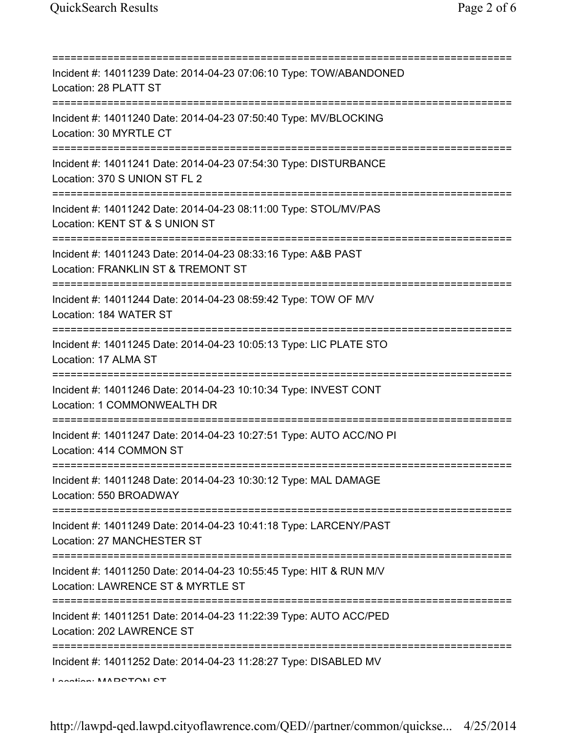===========================================================================

Incident #: 14011239 Date: 2014-04-23 07:06:10 Type: TOW/ABANDONED
Location: 28 PLATT ST

===========================================================================

Incident #: 14011240 Date: 2014-04-23 07:50:40 Type: MV/BLOCKING
Location: 30 MYRTLE CT

===========================================================================

Incident #: 14011241 Date: 2014-04-23 07:54:30 Type: DISTURBANCE
Location: 370 S UNION ST FL 2

===========================================================================

Incident #: 14011242 Date: 2014-04-23 08:11:00 Type: STOL/MV/PAS
Location: KENT ST & S UNION ST

===========================================================================

Incident #: 14011243 Date: 2014-04-23 08:33:16 Type: A&B PAST
Location: FRANKLIN ST & TREMONT ST

===========================================================================

Incident #: 14011244 Date: 2014-04-23 08:59:42 Type: TOW OF M/V
Location: 184 WATER ST

===========================================================================

Incident #: 14011245 Date: 2014-04-23 10:05:13 Type: LIC PLATE STO
Location: 17 ALMA ST

===========================================================================

Incident #: 14011246 Date: 2014-04-23 10:10:34 Type: INVEST CONT
Location: 1 COMMONWEALTH DR

===========================================================================

Incident #: 14011247 Date: 2014-04-23 10:27:51 Type: AUTO ACC/NO PI
Location: 414 COMMON ST

===========================================================================

Incident #: 14011248 Date: 2014-04-23 10:30:12 Type: MAL DAMAGE
Location: 550 BROADWAY

===========================================================================

Incident #: 14011249 Date: 2014-04-23 10:41:18 Type: LARCENY/PAST
Location: 27 MANCHESTER ST

===========================================================================

Incident #: 14011250 Date: 2014-04-23 10:55:45 Type: HIT & RUN M/V
Location: LAWRENCE ST & MYRTLE ST

===========================================================================

Incident #: 14011251 Date: 2014-04-23 11:22:39 Type: AUTO ACC/PED
Location: 202 LAWRENCE ST

===========================================================================

Incident #: 14011252 Date: 2014-04-23 11:28:27 Type: DISABLED MV
Location: MARSTON ST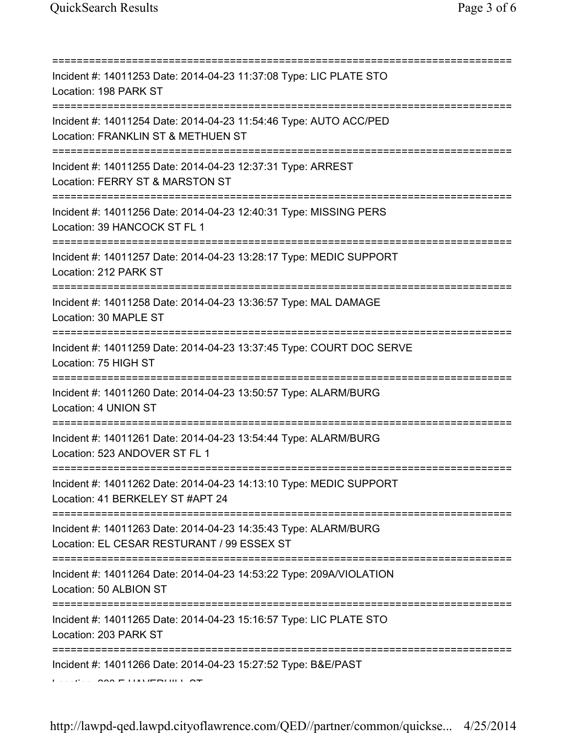===========================================================================

Incident #: 14011253 Date: 2014-04-23 11:37:08 Type: LIC PLATE STO
Location: 198 PARK ST

===========================================================================

Incident #: 14011254 Date: 2014-04-23 11:54:46 Type: AUTO ACC/PED
Location: FRANKLIN ST & METHUEN ST

===========================================================================

Incident #: 14011255 Date: 2014-04-23 12:37:31 Type: ARREST
Location: FERRY ST & MARSTON ST

===========================================================================

Incident #: 14011256 Date: 2014-04-23 12:40:31 Type: MISSING PERS
Location: 39 HANCOCK ST FL 1

===========================================================================

Incident #: 14011257 Date: 2014-04-23 13:28:17 Type: MEDIC SUPPORT
Location: 212 PARK ST

===========================================================================

Incident #: 14011258 Date: 2014-04-23 13:36:57 Type: MAL DAMAGE
Location: 30 MAPLE ST

===========================================================================

Incident #: 14011259 Date: 2014-04-23 13:37:45 Type: COURT DOC SERVE
Location: 75 HIGH ST

===========================================================================

Incident #: 14011260 Date: 2014-04-23 13:50:57 Type: ALARM/BURG
Location: 4 UNION ST

===========================================================================

Incident #: 14011261 Date: 2014-04-23 13:54:44 Type: ALARM/BURG
Location: 523 ANDOVER ST FL 1

===========================================================================

Incident #: 14011262 Date: 2014-04-23 14:13:10 Type: MEDIC SUPPORT
Location: 41 BERKELEY ST #APT 24

===========================================================================

Incident #: 14011263 Date: 2014-04-23 14:35:43 Type: ALARM/BURG
Location: EL CESAR RESTURANT / 99 ESSEX ST

===========================================================================

Incident #: 14011264 Date: 2014-04-23 14:53:22 Type: 209A/VIOLATION
Location: 50 ALBION ST

===========================================================================

Incident #: 14011265 Date: 2014-04-23 15:16:57 Type: LIC PLATE STO
Location: 203 PARK ST

===========================================================================

Incident #: 14011266 Date: 2014-04-23 15:27:52 Type: B&E/PAST
Location: 200 E HAVERHILL ST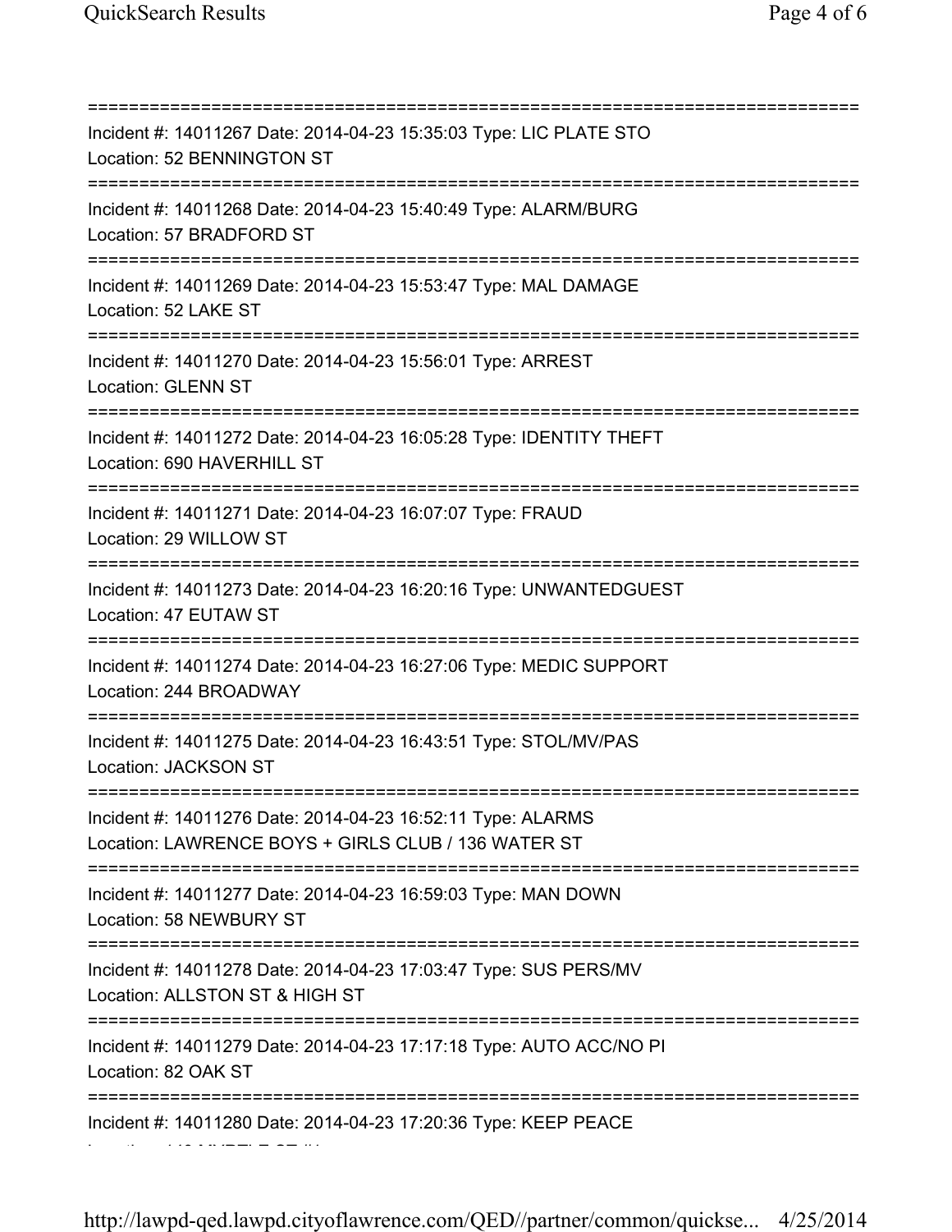===========================================================================
Incident #: 14011267 Date: 2014-04-23 15:35:03 Type: LIC PLATE STO
Location: 52 BENNINGTON ST
===========================================================================
Incident #: 14011268 Date: 2014-04-23 15:40:49 Type: ALARM/BURG
Location: 57 BRADFORD ST
===========================================================================
Incident #: 14011269 Date: 2014-04-23 15:53:47 Type: MAL DAMAGE
Location: 52 LAKE ST
===========================================================================
Incident #: 14011270 Date: 2014-04-23 15:56:01 Type: ARREST
Location: GLENN ST
===========================================================================
Incident #: 14011272 Date: 2014-04-23 16:05:28 Type: IDENTITY THEFT
Location: 690 HAVERHILL ST
===========================================================================
Incident #: 14011271 Date: 2014-04-23 16:07:07 Type: FRAUD
Location: 29 WILLOW ST
===========================================================================
Incident #: 14011273 Date: 2014-04-23 16:20:16 Type: UNWANTEDGUEST
Location: 47 EUTAW ST
===========================================================================
Incident #: 14011274 Date: 2014-04-23 16:27:06 Type: MEDIC SUPPORT
Location: 244 BROADWAY
===========================================================================
Incident #: 14011275 Date: 2014-04-23 16:43:51 Type: STOL/MV/PAS
Location: JACKSON ST
===========================================================================
Incident #: 14011276 Date: 2014-04-23 16:52:11 Type: ALARMS
Location: LAWRENCE BOYS + GIRLS CLUB / 136 WATER ST
===========================================================================
Incident #: 14011277 Date: 2014-04-23 16:59:03 Type: MAN DOWN
Location: 58 NEWBURY ST
===========================================================================
Incident #: 14011278 Date: 2014-04-23 17:03:47 Type: SUS PERS/MV
Location: ALLSTON ST & HIGH ST
===========================================================================
Incident #: 14011279 Date: 2014-04-23 17:17:18 Type: AUTO ACC/NO PI
Location: 82 OAK ST
===========================================================================
Incident #: 14011280 Date: 2014-04-23 17:20:36 Type: KEEP PEACE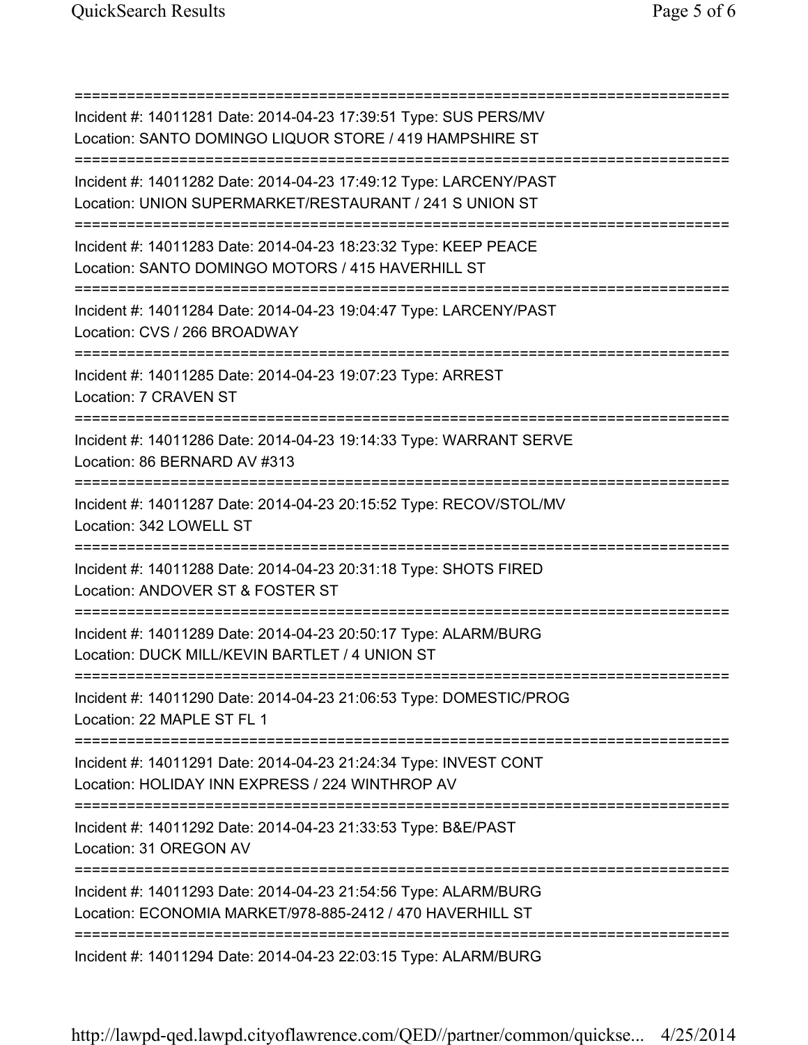===========================================================================
Incident #: 14011281 Date: 2014-04-23 17:39:51 Type: SUS PERS/MV
Location: SANTO DOMINGO LIQUOR STORE / 419 HAMPSHIRE ST
===========================================================================
Incident #: 14011282 Date: 2014-04-23 17:49:12 Type: LARCENY/PAST
Location: UNION SUPERMARKET/RESTAURANT / 241 S UNION ST
===========================================================================
Incident #: 14011283 Date: 2014-04-23 18:23:32 Type: KEEP PEACE
Location: SANTO DOMINGO MOTORS / 415 HAVERHILL ST
===========================================================================
Incident #: 14011284 Date: 2014-04-23 19:04:47 Type: LARCENY/PAST
Location: CVS / 266 BROADWAY
===========================================================================
Incident #: 14011285 Date: 2014-04-23 19:07:23 Type: ARREST
Location: 7 CRAVEN ST
===========================================================================
Incident #: 14011286 Date: 2014-04-23 19:14:33 Type: WARRANT SERVE
Location: 86 BERNARD AV #313
===========================================================================
Incident #: 14011287 Date: 2014-04-23 20:15:52 Type: RECOV/STOL/MV
Location: 342 LOWELL ST
===========================================================================
Incident #: 14011288 Date: 2014-04-23 20:31:18 Type: SHOTS FIRED
Location: ANDOVER ST & FOSTER ST
===========================================================================
Incident #: 14011289 Date: 2014-04-23 20:50:17 Type: ALARM/BURG
Location: DUCK MILL/KEVIN BARTLET / 4 UNION ST
===========================================================================
Incident #: 14011290 Date: 2014-04-23 21:06:53 Type: DOMESTIC/PROG
Location: 22 MAPLE ST FL 1
===========================================================================
Incident #: 14011291 Date: 2014-04-23 21:24:34 Type: INVEST CONT
Location: HOLIDAY INN EXPRESS / 224 WINTHROP AV
===========================================================================
Incident #: 14011292 Date: 2014-04-23 21:33:53 Type: B&E/PAST
Location: 31 OREGON AV
===========================================================================
Incident #: 14011293 Date: 2014-04-23 21:54:56 Type: ALARM/BURG
Location: ECONOMIA MARKET/978-885-2412 / 470 HAVERHILL ST
===========================================================================
Incident #: 14011294 Date: 2014-04-23 22:03:15 Type: ALARM/BURG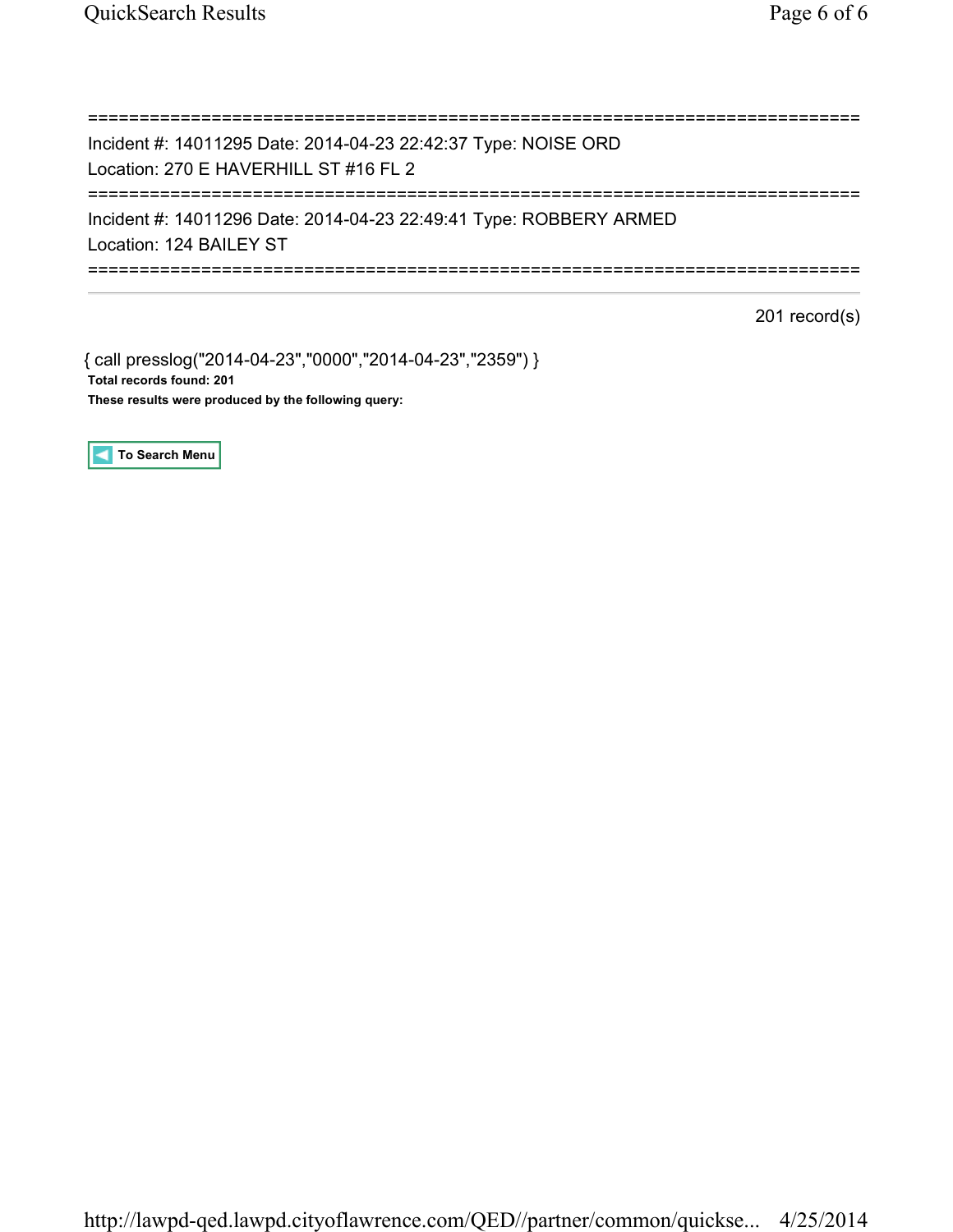===========================================================================

Incident #: 14011295 Date: 2014-04-23 22:42:37 Type: NOISE ORD

Location: 270 E HAVERHILL ST #16 FL 2

===========================================================================

Incident #: 14011296 Date: 2014-04-23 22:49:41 Type: ROBBERY ARMED

Location: 124 BAILEY ST

===========================================================================

---

201 record(s)

{ call presslog("2014-04-23","0000","2014-04-23","2359") }

**Total records found: 201**

**These results were produced by the following query:**

**To Search Menu**